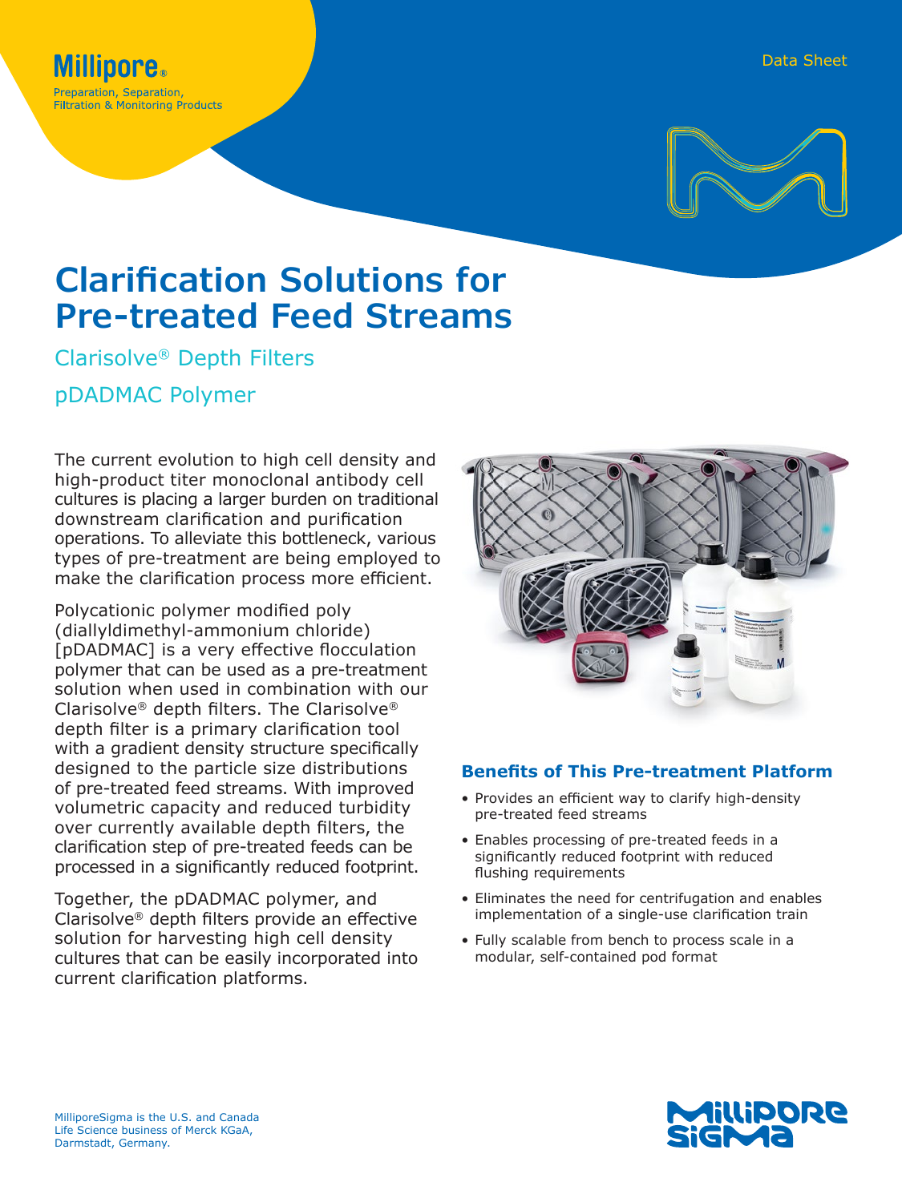Millipore®

Preparation, Separation, Filtration & Monitoring Products

Data Sheet

# Clarification Solutions for Pre-treated Feed Streams

## Clarisolve® Depth Filters

## pDADMAC Polymer

The current evolution to high cell density and high-product titer monoclonal antibody cell cultures is placing a larger burden on traditional downstream clarification and purification operations. To alleviate this bottleneck, various types of pre-treatment are being employed to make the clarification process more efficient.

Polycationic polymer modified poly (diallyldimethyl-ammonium chloride) [pDADMAC] is a very effective flocculation polymer that can be used as a pre-treatment solution when used in combination with our Clarisolve® depth filters. The Clarisolve® depth filter is a primary clarification tool with a gradient density structure specifically designed to the particle size distributions of pre-treated feed streams. With improved volumetric capacity and reduced turbidity over currently available depth filters, the clarification step of pre-treated feeds can be processed in a significantly reduced footprint.

Together, the pDADMAC polymer, and Clarisolve® depth filters provide an effective solution for harvesting high cell density cultures that can be easily incorporated into current clarification platforms.

### Benefits of This Pre-treatment Platform

- Provides an efficient way to clarify high-density pre-treated feed streams
- Enables processing of pre-treated feeds in a significantly reduced footprint with reduced flushing requirements
- Eliminates the need for centrifugation and enables implementation of a single-use clarification train
- Fully scalable from bench to process scale in a modular, self-contained pod format

MilliporeSigma is the U.S. and Canada Life Science business of Merck KGaA, Darmstadt, Germany.

MilliporeSigma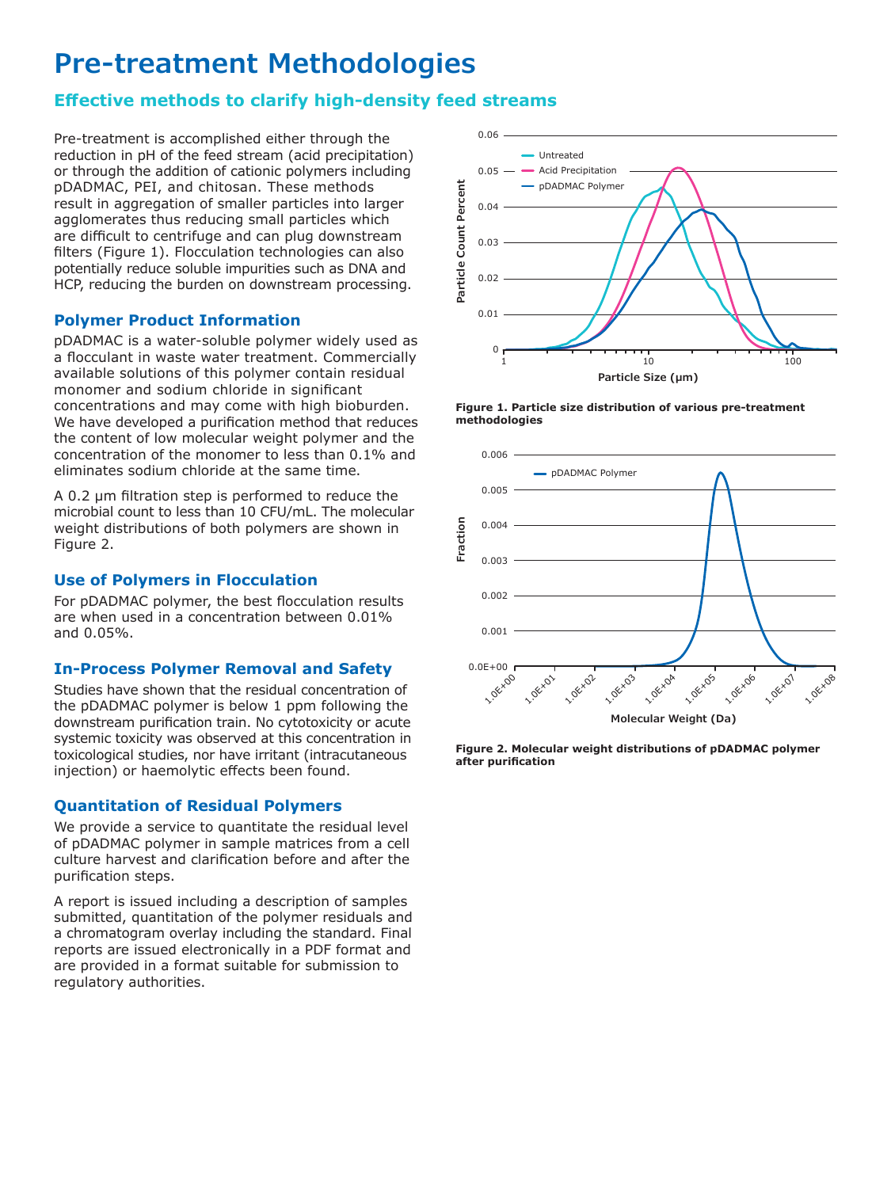# Pre-treatment Methodologies

## Effective methods to clarify high-density feed streams

Pre-treatment is accomplished either through the reduction in pH of the feed stream (acid precipitation) or through the addition of cationic polymers including pDADMAC, PEI, and chitosan. These methods result in aggregation of smaller particles into larger agglomerates thus reducing small particles which are difficult to centrifuge and can plug downstream filters (Figure 1). Flocculation technologies can also potentially reduce soluble impurities such as DNA and HCP, reducing the burden on downstream processing.

### Polymer Product Information

pDADMAC is a water-soluble polymer widely used as a flocculant in waste water treatment. Commercially available solutions of this polymer contain residual monomer and sodium chloride in significant concentrations and may come with high bioburden. We have developed a purification method that reduces the content of low molecular weight polymer and the concentration of the monomer to less than 0.1% and eliminates sodium chloride at the same time.

A 0.2 µm filtration step is performed to reduce the microbial count to less than 10 CFU/mL. The molecular weight distributions of both polymers are shown in Figure 2.

### Use of Polymers in Flocculation

For pDADMAC polymer, the best flocculation results are when used in a concentration between 0.01% and 0.05%.

### In-Process Polymer Removal and Safety

Studies have shown that the residual concentration of the pDADMAC polymer is below 1 ppm following the downstream purification train. No cytotoxicity or acute systemic toxicity was observed at this concentration in toxicological studies, nor have irritant (intracutaneous injection) or haemolytic effects been found.

### Quantitation of Residual Polymers

We provide a service to quantitate the residual level of pDADMAC polymer in sample matrices from a cell culture harvest and clarification before and after the purification steps.

A report is issued including a description of samples submitted, quantitation of the polymer residuals and a chromatogram overlay including the standard. Final reports are issued electronically in a PDF format and are provided in a format suitable for submission to regulatory authorities.

**Figure 1. Particle size distribution of various pre-treatment methodologies**

**Figure 2. Molecular weight distributions of pDADMAC polymer after purification**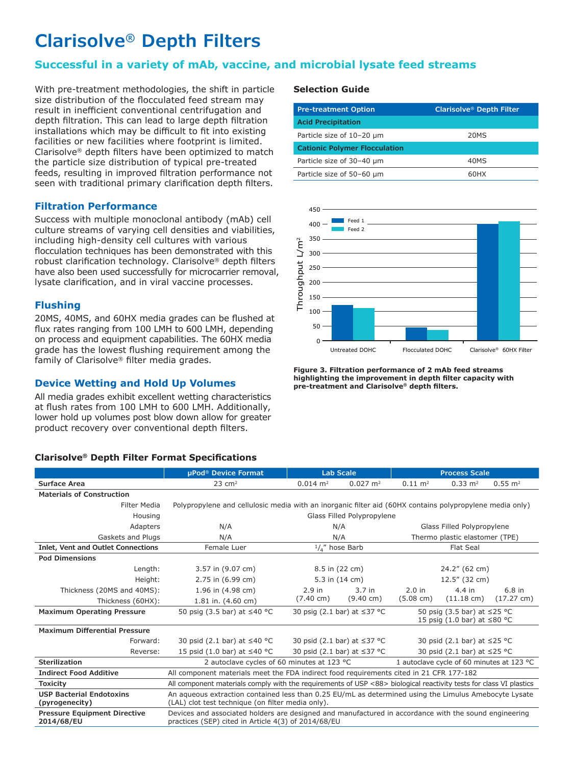# Clarisolve® Depth Filters

## Successful in a variety of mAb, vaccine, and microbial lysate feed streams

With pre-treatment methodologies, the shift in particle size distribution of the flocculated feed stream may result in inefficient conventional centrifugation and depth filtration. This can lead to large depth filtration installations which may be difficult to fit into existing facilities or new facilities where footprint is limited. Clarisolve® depth filters have been optimized to match the particle size distribution of typical pre-treated feeds, resulting in improved filtration performance not seen with traditional primary clarification depth filters.

### Filtration Performance

Success with multiple monoclonal antibody (mAb) cell culture streams of varying cell densities and viabilities, including high-density cell cultures with various flocculation techniques has been demonstrated with this robust clarification technology. Clarisolve® depth filters have also been used successfully for microcarrier removal, lysate clarification, and in viral vaccine processes.

### Flushing

20MS, 40MS, and 60HX media grades can be flushed at flux rates ranging from 100 LMH to 600 LMH, depending on process and equipment capabilities. The 60HX media grade has the lowest flushing requirement among the family of Clarisolve® filter media grades.

### Device Wetting and Hold Up Volumes

All media grades exhibit excellent wetting characteristics at flush rates from 100 LMH to 600 LMH. Additionally, lower hold up volumes post blow down allow for greater product recovery over conventional depth filters.

### Selection Guide

| Pre-treatment Option | Clarisolve® Depth Filter |
|---|---|
| **Acid Precipitation** | |
| Particle size of 10–20 µm | 20MS |
| **Cationic Polymer Flocculation** | |
| Particle size of 30–40 µm | 40MS |
| Particle size of 50–60 µm | 60HX |

**Figure 3. Filtration performance of 2 mAb feed streams highlighting the improvement in depth filter capacity with pre-treatment and Clarisolve® depth filters.**

### Clarisolve® Depth Filter Format Specifications

| | µPod® Device Format | Lab Scale | | Process Scale | | |
|---|---|---|---|---|---|---|
| **Surface Area** | 23 cm² | 0.014 m² | 0.027 m² | 0.11 m² | 0.33 m² | 0.55 m² |
| **Materials of Construction** | | | | | | |
| Filter Media | Polypropylene and cellulosic media with an inorganic filter aid (60HX contains polypropylene media only) | | | | | |
| Housing | Glass Filled Polypropylene | | | | | |
| Adapters | N/A | N/A | | Glass Filled Polypropylene | | |
| Gaskets and Plugs | N/A | N/A | | Thermo plastic elastomer (TPE) | | |
| **Inlet, Vent and Outlet Connections** | Female Luer | 1/4″ hose Barb | | Flat Seal | | |
| **Pod Dimensions** | | | | | | |
| Length: | 3.57 in (9.07 cm) | 8.5 in (22 cm) | | 24.2″ (62 cm) | | |
| Height: | 2.75 in (6.99 cm) | 5.3 in (14 cm) | | 12.5″ (32 cm) | | |
| Thickness (20MS and 40MS): | 1.96 in (4.98 cm) | 2.9 in (7.40 cm) | 3.7 in (9.40 cm) | 2.0 in (5.08 cm) | 4.4 in (11.18 cm) | 6.8 in (17.27 cm) |
| Thickness (60HX): | 1.81 in. (4.60 cm) | | | | | |
| **Maximum Operating Pressure** | 50 psig (3.5 bar) at ≤40 °C | 30 psig (2.1 bar) at ≤37 °C | | 50 psig (3.5 bar) at ≤25 °C; 15 psig (1.0 bar) at ≤80 °C | | |
| **Maximum Differential Pressure** | | | | | | |
| Forward: | 30 psid (2.1 bar) at ≤40 °C | 30 psid (2.1 bar) at ≤37 °C | | 30 psid (2.1 bar) at ≤25 °C | | |
| Reverse: | 15 psid (1.0 bar) at ≤40 °C | 30 psid (2.1 bar) at ≤37 °C | | 30 psid (2.1 bar) at ≤25 °C | | |
| **Sterilization** | 2 autoclave cycles of 60 minutes at 123 °C | | | 1 autoclave cycle of 60 minutes at 123 °C | | |
| **Indirect Food Additive** | All component materials meet the FDA indirect food requirements cited in 21 CFR 177-182 | | | | | |
| **Toxicity** | All component materials comply with the requirements of USP <88> biological reactivity tests for class VI plastics | | | | | |
| **USP Bacterial Endotoxins (pyrogenecity)** | An aqueous extraction contained less than 0.25 EU/mL as determined using the Limulus Amebocyte Lysate (LAL) clot test technique (on filter media only). | | | | | |
| **Pressure Equipment Directive 2014/68/EU** | Devices and associated holders are designed and manufactured in accordance with the sound engineering practices (SEP) cited in Article 4(3) of 2014/68/EU | | | | | |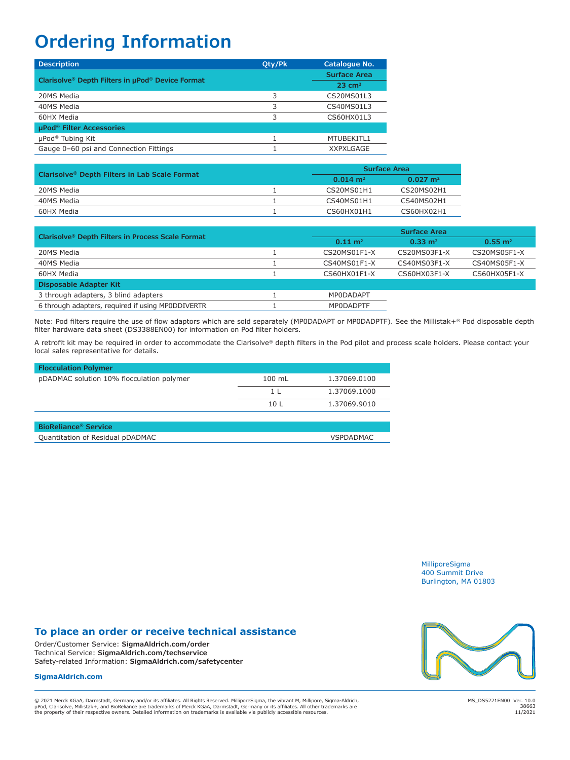# Ordering Information

| Description | Qty/Pk | Catalogue No. |
|---|---|---|
| Clarisolve® Depth Filters in µPod® Device Format | | Surface Area |
| | | 23 cm² |
| 20MS Media | 3 | CS20MS01L3 |
| 40MS Media | 3 | CS40MS01L3 |
| 60HX Media | 3 | CS60HX01L3 |
| **µPod® Filter Accessories** | | |
| µPod® Tubing Kit | 1 | MTUBEKITL1 |
| Gauge 0–60 psi and Connection Fittings | 1 | XXPXLGAGE |

| Clarisolve® Depth Filters in Lab Scale Format | | Surface Area | |
|---|---|---|---|
| | | 0.014 m² | 0.027 m² |
| 20MS Media | 1 | CS20MS01H1 | CS20MS02H1 |
| 40MS Media | 1 | CS40MS01H1 | CS40MS02H1 |
| 60HX Media | 1 | CS60HX01H1 | CS60HX02H1 |

| Clarisolve® Depth Filters in Process Scale Format | | Surface Area | | |
|---|---|---|---|---|
| | | 0.11 m² | 0.33 m² | 0.55 m² |
| 20MS Media | 1 | CS20MS01F1-X | CS20MS03F1-X | CS20MS05F1-X |
| 40MS Media | 1 | CS40MS01F1-X | CS40MS03F1-X | CS40MS05F1-X |
| 60HX Media | 1 | CS60HX01F1-X | CS60HX03F1-X | CS60HX05F1-X |
| **Disposable Adapter Kit** | | | | |
| 3 through adapters, 3 blind adapters | 1 | MP0DADAPT | | |
| 6 through adapters, required if using MP0DDIVERTR | 1 | MP0DADPTF | | |

Note: Pod filters require the use of flow adaptors which are sold separately (MP0DADAPT or MP0DADPTF). See the Millistak+® Pod disposable depth filter hardware data sheet (DS3388EN00) for information on Pod filter holders.

A retrofit kit may be required in order to accommodate the Clarisolve® depth filters in the Pod pilot and process scale holders. Please contact your local sales representative for details.

| Flocculation Polymer | | |
|---|---|---|
| pDADMAC solution 10% flocculation polymer | 100 mL | 1.37069.0100 |
| | 1 L | 1.37069.1000 |
| | 10 L | 1.37069.9010 |

| BioReliance® Service | |
|---|---|
| Quantitation of Residual pDADMAC | VSPDADMAC |

MilliporeSigma
400 Summit Drive
Burlington, MA 01803

## To place an order or receive technical assistance

Order/Customer Service: **SigmaAldrich.com/order**
Technical Service: **SigmaAldrich.com/techservice**
Safety-related Information: **SigmaAldrich.com/safetycenter**

**SigmaAldrich.com**

© 2021 Merck KGaA, Darmstadt, Germany and/or its affiliates. All Rights Reserved. MilliporeSigma, the vibrant M, Millipore, Sigma-Aldrich, µPod, Clarisolve, Millistak+, and BioReliance are trademarks of Merck KGaA, Darmstadt, Germany or its affiliates. All other trademarks are the property of their respective owners. Detailed information on trademarks is available via publicly accessible resources.

MS_DS5221EN00 Ver. 10.0
38663
11/2021